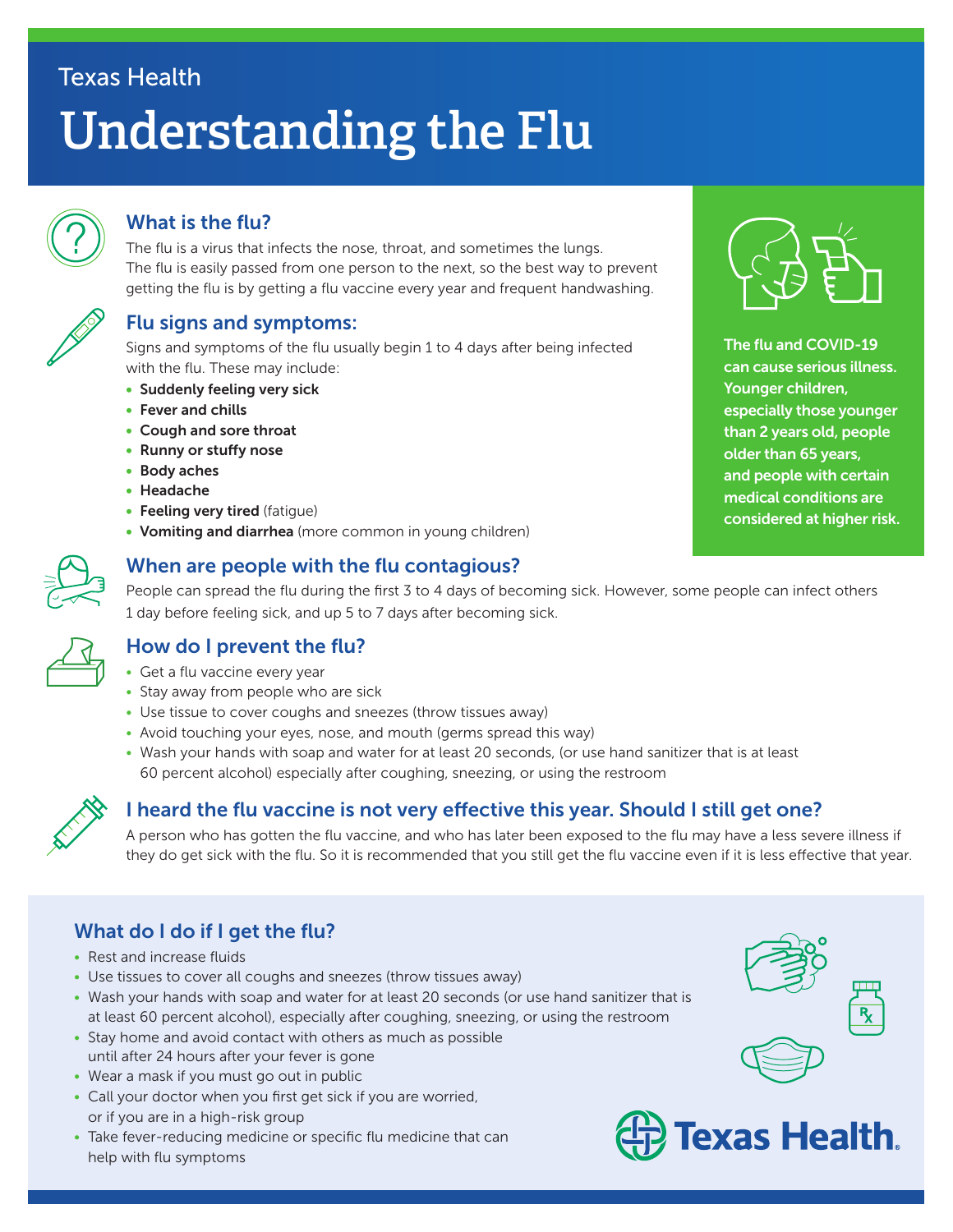Texas Health

# Understanding the Flu

## What is the flu?

The flu is a virus that infects the nose, throat, and sometimes the lungs. The flu is easily passed from one person to the next, so the best way to prevent getting the flu is by getting a flu vaccine every year and frequent handwashing.

## Flu signs and symptoms:

Signs and symptoms of the flu usually begin 1 to 4 days after being infected with the flu. These may include:

- **Suddenly feeling very sick**
- **Fever and chills**
- **Cough and sore throat**
- **Runny or stuffy nose**
- **Body aches**
- **Headache**
- **Feeling very tired** (fatigue)
- **Vomiting and diarrhea** (more common in young children)

**The flu and COVID-19 can cause serious illness. Younger children, especially those younger than 2 years old, people older than 65 years, and people with certain medical conditions are considered at higher risk.**

## When are people with the flu contagious?

People can spread the flu during the first 3 to 4 days of becoming sick. However, some people can infect others 1 day before feeling sick, and up 5 to 7 days after becoming sick.

## How do I prevent the flu?

- Get a flu vaccine every year
- Stay away from people who are sick
- Use tissue to cover coughs and sneezes (throw tissues away)
- Avoid touching your eyes, nose, and mouth (germs spread this way)
- Wash your hands with soap and water for at least 20 seconds, (or use hand sanitizer that is at least 60 percent alcohol) especially after coughing, sneezing, or using the restroom

## I heard the flu vaccine is not very effective this year. Should I still get one?

A person who has gotten the flu vaccine, and who has later been exposed to the flu may have a less severe illness if they do get sick with the flu. So it is recommended that you still get the flu vaccine even if it is less effective that year.

## What do I do if I get the flu?

- Rest and increase fluids
- Use tissues to cover all coughs and sneezes (throw tissues away)
- Wash your hands with soap and water for at least 20 seconds (or use hand sanitizer that is at least 60 percent alcohol), especially after coughing, sneezing, or using the restroom
- Stay home and avoid contact with others as much as possible until after 24 hours after your fever is gone
- Wear a mask if you must go out in public
- Call your doctor when you first get sick if you are worried, or if you are in a high-risk group
- Take fever-reducing medicine or specific flu medicine that can help with flu symptoms

Texas Health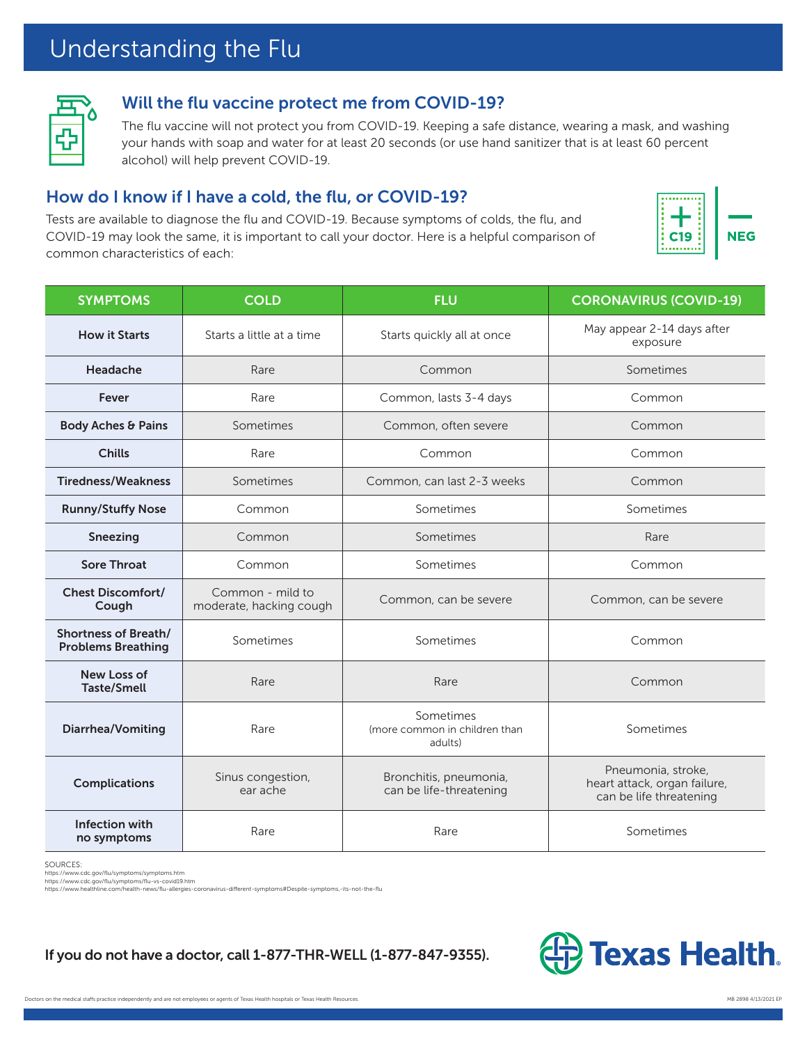# Understanding the Flu

## Will the flu vaccine protect me from COVID-19?

The flu vaccine will not protect you from COVID-19. Keeping a safe distance, wearing a mask, and washing your hands with soap and water for at least 20 seconds (or use hand sanitizer that is at least 60 percent alcohol) will help prevent COVID-19.

## How do I know if I have a cold, the flu, or COVID-19?

Tests are available to diagnose the flu and COVID-19. Because symptoms of colds, the flu, and COVID-19 may look the same, it is important to call your doctor. Here is a helpful comparison of common characteristics of each:

| SYMPTOMS | COLD | FLU | CORONAVIRUS (COVID-19) |
|---|---|---|---|
| **How it Starts** | Starts a little at a time | Starts quickly all at once | May appear 2-14 days after exposure |
| **Headache** | Rare | Common | Sometimes |
| **Fever** | Rare | Common, lasts 3-4 days | Common |
| **Body Aches & Pains** | Sometimes | Common, often severe | Common |
| **Chills** | Rare | Common | Common |
| **Tiredness/Weakness** | Sometimes | Common, can last 2-3 weeks | Common |
| **Runny/Stuffy Nose** | Common | Sometimes | Sometimes |
| **Sneezing** | Common | Sometimes | Rare |
| **Sore Throat** | Common | Sometimes | Common |
| **Chest Discomfort/ Cough** | Common - mild to moderate, hacking cough | Common, can be severe | Common, can be severe |
| **Shortness of Breath/ Problems Breathing** | Sometimes | Sometimes | Common |
| **New Loss of Taste/Smell** | Rare | Rare | Common |
| **Diarrhea/Vomiting** | Rare | Sometimes (more common in children than adults) | Sometimes |
| **Complications** | Sinus congestion, ear ache | Bronchitis, pneumonia, can be life-threatening | Pneumonia, stroke, heart attack, organ failure, can be life threatening |
| **Infection with no symptoms** | Rare | Rare | Sometimes |

SOURCES:
https://www.cdc.gov/flu/symptoms/symptoms.htm
https://www.cdc.gov/flu/symptoms/flu-vs-covid19.htm
https://www.healthline.com/health-news/flu-allergies-coronavirus-different-symptoms#Despite-symptoms,-its-not-the-flu

**If you do not have a doctor, call 1-877-THR-WELL (1-877-847-9355).**

Texas Health.

Doctors on the medical staffs practice independently and are not employees or agents of Texas Health hospitals or Texas Health Resources.

MB 2898 4/13/2021 EP